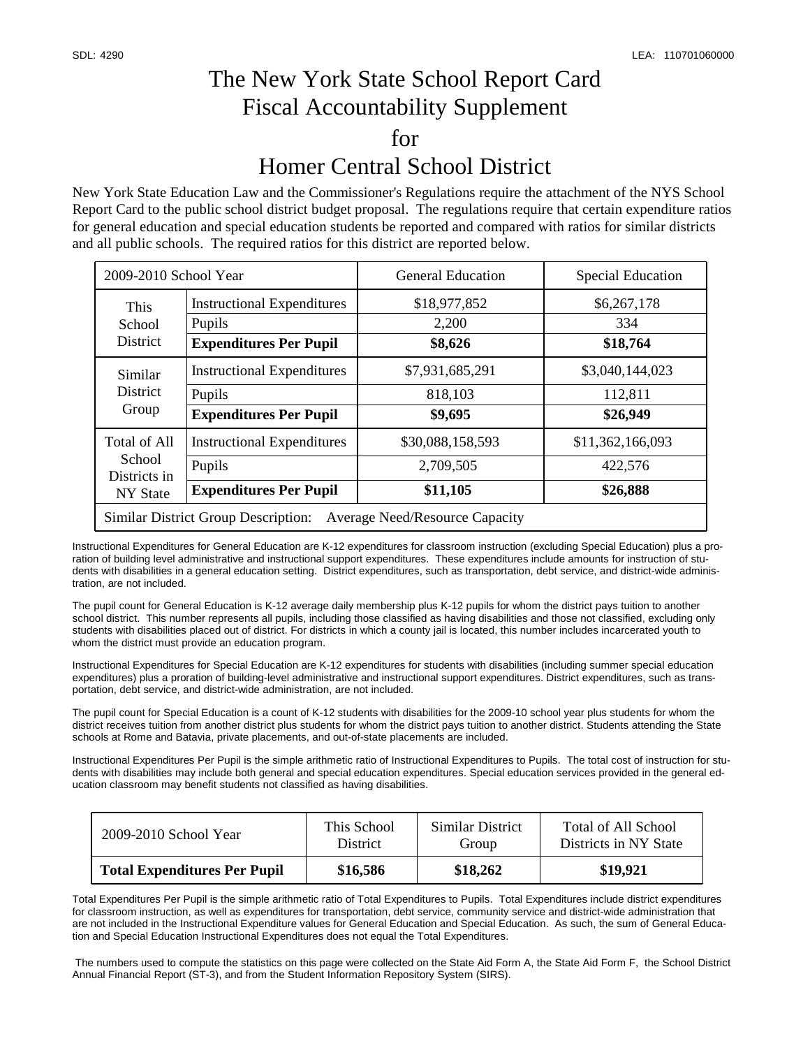SDL: 4290 LEA: 110701060000

# The New York State School Report Card
## Fiscal Accountability Supplement
## for
# Homer Central School District

New York State Education Law and the Commissioner's Regulations require the attachment of the NYS School Report Card to the public school district budget proposal. The regulations require that certain expenditure ratios for general education and special education students be reported and compared with ratios for similar districts and all public schools. The required ratios for this district are reported below.

| 2009-2010 School Year | | General Education | Special Education |
|---|---|---|---|
| This School District | Instructional Expenditures | $18,977,852 | $6,267,178 |
| | Pupils | 2,200 | 334 |
| | **Expenditures Per Pupil** | **$8,626** | **$18,764** |
| Similar District Group | Instructional Expenditures | $7,931,685,291 | $3,040,144,023 |
| | Pupils | 818,103 | 112,811 |
| | **Expenditures Per Pupil** | **$9,695** | **$26,949** |
| Total of All School Districts in NY State | Instructional Expenditures | $30,088,158,593 | $11,362,166,093 |
| | Pupils | 2,709,505 | 422,576 |
| | **Expenditures Per Pupil** | **$11,105** | **$26,888** |
| Similar District Group Description: Average Need/Resource Capacity | | | |

Instructional Expenditures for General Education are K-12 expenditures for classroom instruction (excluding Special Education) plus a proration of building level administrative and instructional support expenditures. These expenditures include amounts for instruction of students with disabilities in a general education setting. District expenditures, such as transportation, debt service, and district-wide administration, are not included.

The pupil count for General Education is K-12 average daily membership plus K-12 pupils for whom the district pays tuition to another school district. This number represents all pupils, including those classified as having disabilities and those not classified, excluding only students with disabilities placed out of district. For districts in which a county jail is located, this number includes incarcerated youth to whom the district must provide an education program.

Instructional Expenditures for Special Education are K-12 expenditures for students with disabilities (including summer special education expenditures) plus a proration of building-level administrative and instructional support expenditures. District expenditures, such as transportation, debt service, and district-wide administration, are not included.

The pupil count for Special Education is a count of K-12 students with disabilities for the 2009-10 school year plus students for whom the district receives tuition from another district plus students for whom the district pays tuition to another district. Students attending the State schools at Rome and Batavia, private placements, and out-of-state placements are included.

Instructional Expenditures Per Pupil is the simple arithmetic ratio of Instructional Expenditures to Pupils. The total cost of instruction for students with disabilities may include both general and special education expenditures. Special education services provided in the general education classroom may benefit students not classified as having disabilities.

| 2009-2010 School Year | This School District | Similar District Group | Total of All School Districts in NY State |
|---|---|---|---|
| **Total Expenditures Per Pupil** | **$16,586** | **$18,262** | **$19,921** |

Total Expenditures Per Pupil is the simple arithmetic ratio of Total Expenditures to Pupils. Total Expenditures include district expenditures for classroom instruction, as well as expenditures for transportation, debt service, community service and district-wide administration that are not included in the Instructional Expenditure values for General Education and Special Education. As such, the sum of General Education and Special Education Instructional Expenditures does not equal the Total Expenditures.

The numbers used to compute the statistics on this page were collected on the State Aid Form A, the State Aid Form F, the School District Annual Financial Report (ST-3), and from the Student Information Repository System (SIRS).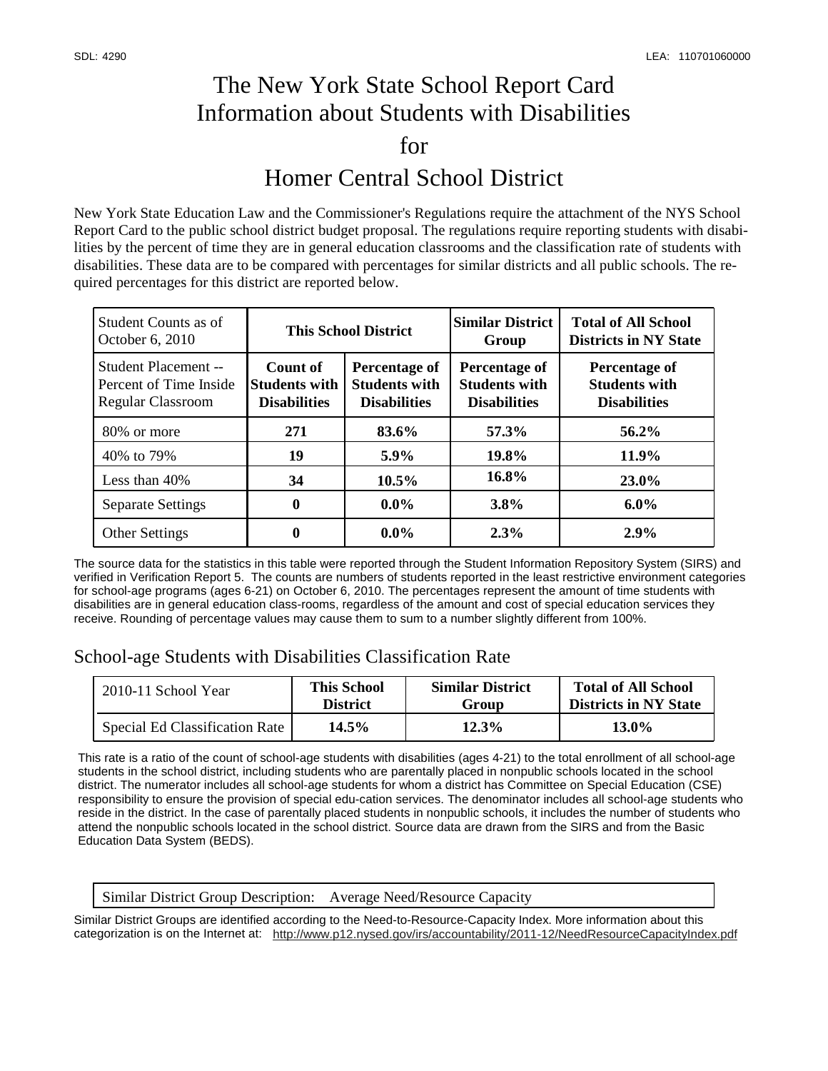# The New York State School Report Card Information about Students with Disabilities for Homer Central School District

New York State Education Law and the Commissioner's Regulations require the attachment of the NYS School Report Card to the public school district budget proposal. The regulations require reporting students with disabilities by the percent of time they are in general education classrooms and the classification rate of students with disabilities. These data are to be compared with percentages for similar districts and all public schools. The required percentages for this district are reported below.

| Student Counts as of October 6, 2010 | This School District | | Similar District Group | Total of All School Districts in NY State |
|---|---|---|---|---|
| Student Placement -- Percent of Time Inside Regular Classroom | Count of Students with Disabilities | Percentage of Students with Disabilities | Percentage of Students with Disabilities | Percentage of Students with Disabilities |
| 80% or more | 271 | 83.6% | 57.3% | 56.2% |
| 40% to 79% | 19 | 5.9% | 19.8% | 11.9% |
| Less than 40% | 34 | 10.5% | 16.8% | 23.0% |
| Separate Settings | 0 | 0.0% | 3.8% | 6.0% |
| Other Settings | 0 | 0.0% | 2.3% | 2.9% |

The source data for the statistics in this table were reported through the Student Information Repository System (SIRS) and verified in Verification Report 5. The counts are numbers of students reported in the least restrictive environment categories for school-age programs (ages 6-21) on October 6, 2010. The percentages represent the amount of time students with disabilities are in general education class-rooms, regardless of the amount and cost of special education services they receive. Rounding of percentage values may cause them to sum to a number slightly different from 100%.

## School-age Students with Disabilities Classification Rate

| 2010-11 School Year | This School District | Similar District Group | Total of All School Districts in NY State |
|---|---|---|---|
| Special Ed Classification Rate | 14.5% | 12.3% | 13.0% |

This rate is a ratio of the count of school-age students with disabilities (ages 4-21) to the total enrollment of all school-age students in the school district, including students who are parentally placed in nonpublic schools located in the school district. The numerator includes all school-age students for whom a district has Committee on Special Education (CSE) responsibility to ensure the provision of special edu-cation services. The denominator includes all school-age students who reside in the district. In the case of parentally placed students in nonpublic schools, it includes the number of students who attend the nonpublic schools located in the school district. Source data are drawn from the SIRS and from the Basic Education Data System (BEDS).

Similar District Group Description: Average Need/Resource Capacity

Similar District Groups are identified according to the Need-to-Resource-Capacity Index. More information about this categorization is on the Internet at: http://www.p12.nysed.gov/irs/accountability/2011-12/NeedResourceCapacityIndex.pdf